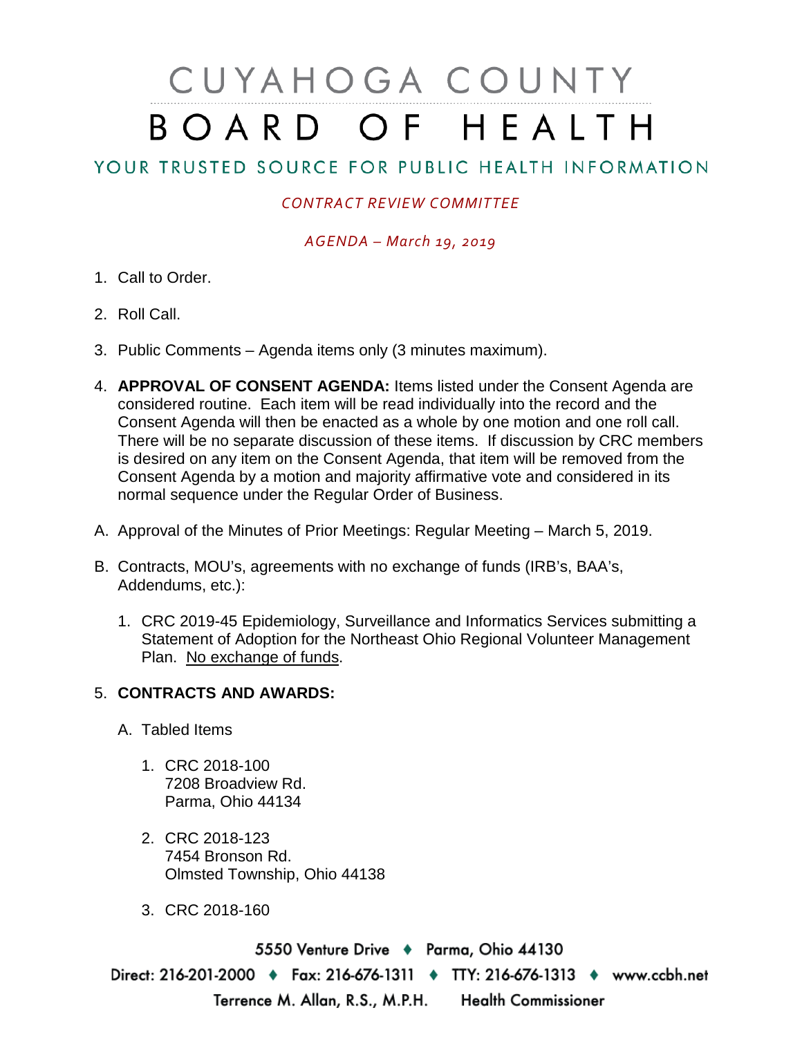# CUYAHOGA COUNTY BOARD OF HEALTH

## YOUR TRUSTED SOURCE FOR PUBLIC HEALTH INFORMATION

*CONTRACT REVIEW COMMITTEE*

*AGENDA – March 19, 2019*

1. Call to Order.

2. Roll Call.

3. Public Comments – Agenda items only (3 minutes maximum).

4. **APPROVAL OF CONSENT AGENDA:** Items listed under the Consent Agenda are considered routine. Each item will be read individually into the record and the Consent Agenda will then be enacted as a whole by one motion and one roll call. There will be no separate discussion of these items. If discussion by CRC members is desired on any item on the Consent Agenda, that item will be removed from the Consent Agenda by a motion and majority affirmative vote and considered in its normal sequence under the Regular Order of Business.

A. Approval of the Minutes of Prior Meetings: Regular Meeting – March 5, 2019.

B. Contracts, MOU's, agreements with no exchange of funds (IRB's, BAA's, Addendums, etc.):

   1. CRC 2019-45 Epidemiology, Surveillance and Informatics Services submitting a Statement of Adoption for the Northeast Ohio Regional Volunteer Management Plan. No exchange of funds.

5. **CONTRACTS AND AWARDS:**

   A. Tabled Items

      1. CRC 2018-100
         7208 Broadview Rd.
         Parma, Ohio 44134

      2. CRC 2018-123
         7454 Bronson Rd.
         Olmsted Township, Ohio 44138

      3. CRC 2018-160

5550 Venture Drive ♦ Parma, Ohio 44130

Direct: 216-201-2000 ♦ Fax: 216-676-1311 ♦ TTY: 216-676-1313 ♦ www.ccbh.net

Terrence M. Allan, R.S., M.P.H. Health Commissioner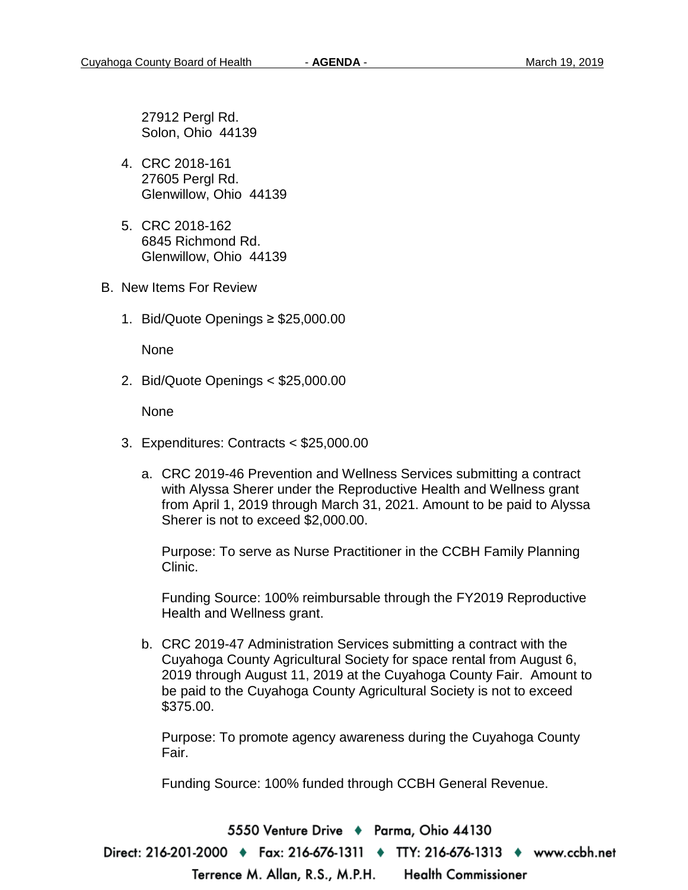27912 Pergl Rd.
Solon, Ohio 44139

4. CRC 2018-161
   27605 Pergl Rd.
   Glenwillow, Ohio 44139

5. CRC 2018-162
   6845 Richmond Rd.
   Glenwillow, Ohio 44139

B. New Items For Review

1. Bid/Quote Openings ≥ $25,000.00

   None

2. Bid/Quote Openings < $25,000.00

   None

3. Expenditures: Contracts < $25,000.00

   a. CRC 2019-46 Prevention and Wellness Services submitting a contract with Alyssa Sherer under the Reproductive Health and Wellness grant from April 1, 2019 through March 31, 2021. Amount to be paid to Alyssa Sherer is not to exceed $2,000.00.

      Purpose: To serve as Nurse Practitioner in the CCBH Family Planning Clinic.

      Funding Source: 100% reimbursable through the FY2019 Reproductive Health and Wellness grant.

   b. CRC 2019-47 Administration Services submitting a contract with the Cuyahoga County Agricultural Society for space rental from August 6, 2019 through August 11, 2019 at the Cuyahoga County Fair. Amount to be paid to the Cuyahoga County Agricultural Society is not to exceed $375.00.

      Purpose: To promote agency awareness during the Cuyahoga County Fair.

      Funding Source: 100% funded through CCBH General Revenue.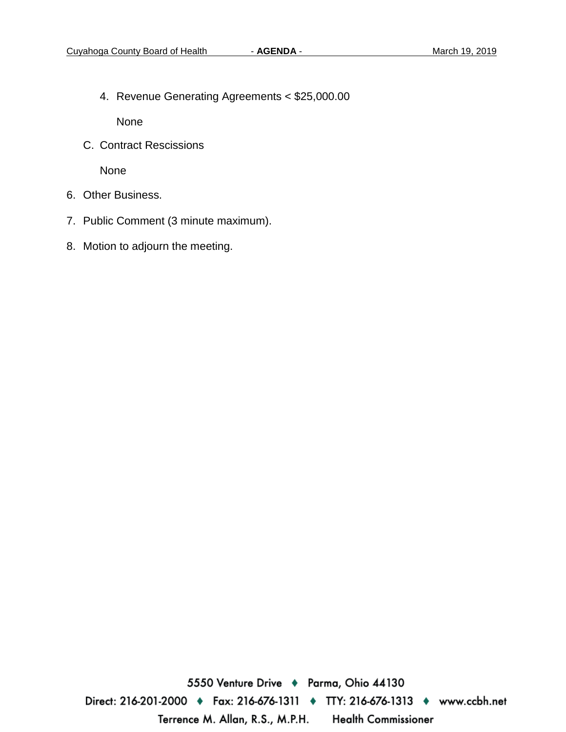4. Revenue Generating Agreements < $25,000.00

   None

C. Contract Rescissions

   None

6. Other Business.

7. Public Comment (3 minute maximum).

8. Motion to adjourn the meeting.

5550 Venture Drive ♦ Parma, Ohio 44130

Direct: 216-201-2000 ♦ Fax: 216-676-1311 ♦ TTY: 216-676-1313 ♦ www.ccbh.net

Terrence M. Allan, R.S., M.P.H. Health Commissioner